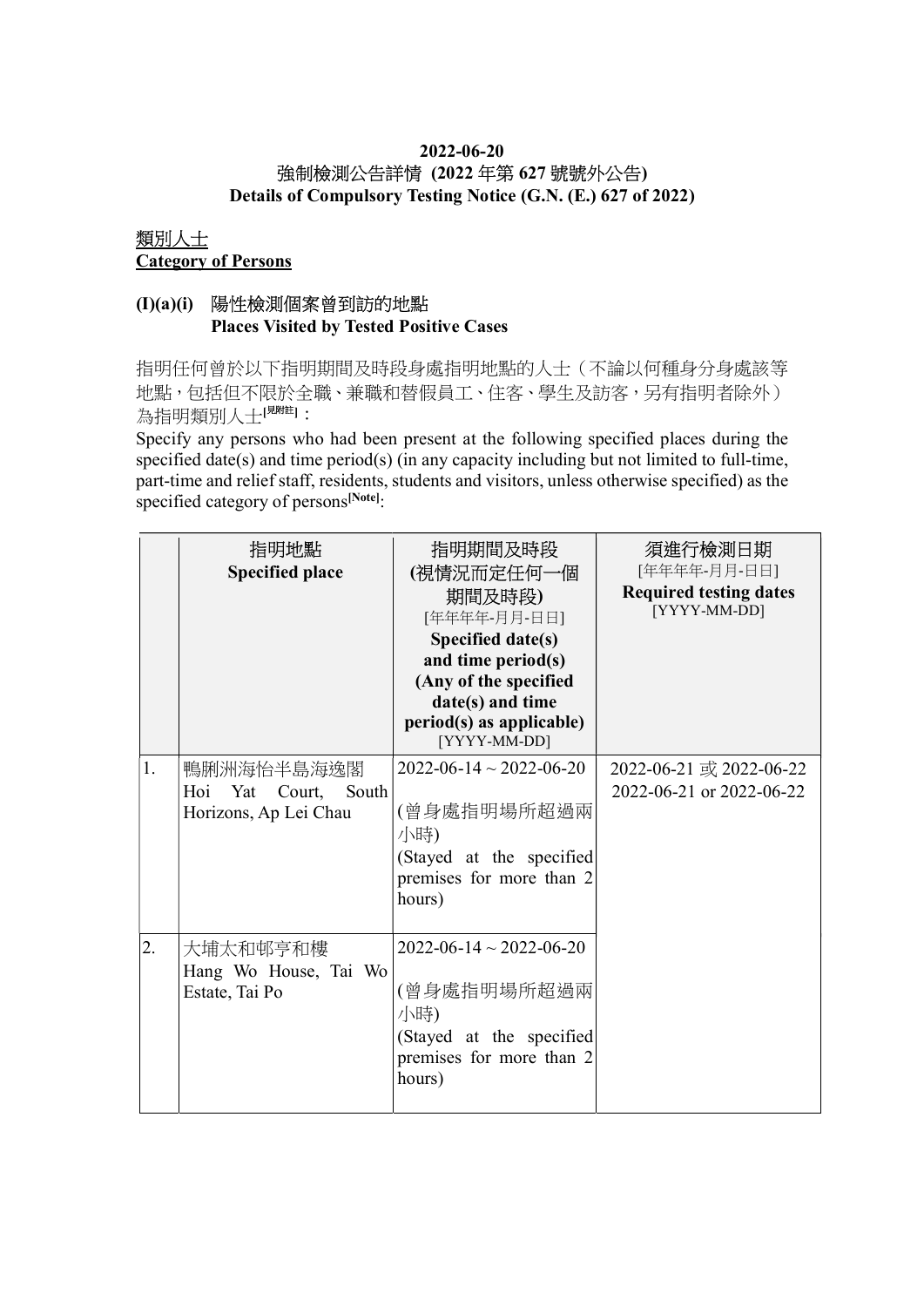**2022-06-20**

**強制檢測公告詳情 (2022 年第 627 號號外公告)**

**Details of Compulsory Testing Notice (G.N. (E.) 627 of 2022)**

## 類別人士
## Category of Persons

### (I)(a)(i) 陽性檢測個案曾到訪的地點 Places Visited by Tested Positive Cases

指明任何曾於以下指明期間及時段身處指明地點的人士（不論以何種身分身處該等地點，包括但不限於全職、兼職和替假員工、住客、學生及訪客，另有指明者除外）為指明類別人士[見附註]：

Specify any persons who had been present at the following specified places during the specified date(s) and time period(s) (in any capacity including but not limited to full-time, part-time and relief staff, residents, students and visitors, unless otherwise specified) as the specified category of persons[Note]:

| | 指明地點 **Specified place** | 指明期間及時段 **(視情況而定任何一個期間及時段)** [年年年年-月月-日日] **Specified date(s) and time period(s) (Any of the specified date(s) and time period(s) as applicable)** [YYYY-MM-DD] | 須進行檢測日期 [年年年年-月月-日日] **Required testing dates** [YYYY-MM-DD] |
|---|---|---|---|
| 1. | 鴨脷洲海怡半島海逸閣 Hoi Yat Court, South Horizons, Ap Lei Chau | 2022-06-14 ~ 2022-06-20 (曾身處指明場所超過兩小時) (Stayed at the specified premises for more than 2 hours) | 2022-06-21 或 2022-06-22 2022-06-21 or 2022-06-22 |
| 2. | 大埔太和邨亨和樓 Hang Wo House, Tai Wo Estate, Tai Po | 2022-06-14 ~ 2022-06-20 (曾身處指明場所超過兩小時) (Stayed at the specified premises for more than 2 hours) | |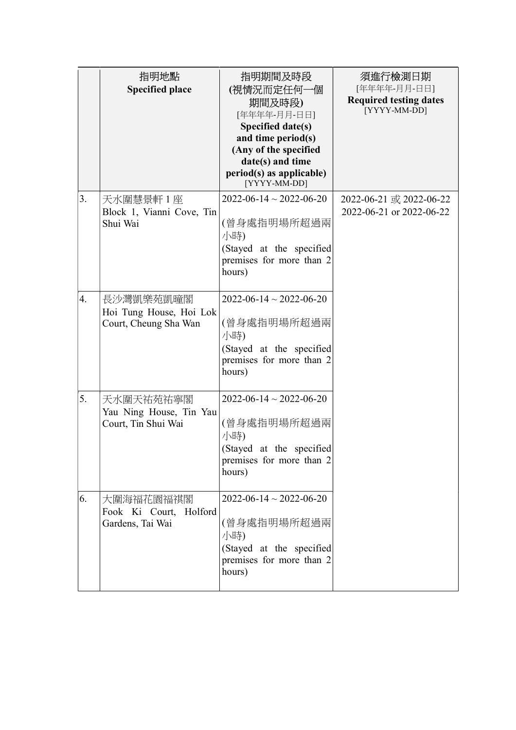| | 指明地點<br>**Specified place** | 指明期間及時段<br>**(視情況而定任何一個期間及時段)**<br>[年年年年-月月-日日]<br>**Specified date(s) and time period(s) (Any of the specified date(s) and time period(s) as applicable)**<br>[YYYY-MM-DD] | 須進行檢測日期<br>[年年年年-月月-日日]<br>**Required testing dates**<br>[YYYY-MM-DD] |
|---|---|---|---|
| 3. | 天水圍慧景軒 1 座<br>Block 1, Vianni Cove, Tin Shui Wai | 2022-06-14 ~ 2022-06-20<br><br>(曾身處指明場所超過兩小時)<br>(Stayed at the specified premises for more than 2 hours) | 2022-06-21 或 2022-06-22<br>2022-06-21 or 2022-06-22 |
| 4. | 長沙灣凱樂苑凱瞳閣<br>Hoi Tung House, Hoi Lok Court, Cheung Sha Wan | 2022-06-14 ~ 2022-06-20<br><br>(曾身處指明場所超過兩小時)<br>(Stayed at the specified premises for more than 2 hours) | |
| 5. | 天水圍天祐苑祐寧閣<br>Yau Ning House, Tin Yau Court, Tin Shui Wai | 2022-06-14 ~ 2022-06-20<br><br>(曾身處指明場所超過兩小時)<br>(Stayed at the specified premises for more than 2 hours) | |
| 6. | 大圍海福花園福祺閣<br>Fook Ki Court, Holford Gardens, Tai Wai | 2022-06-14 ~ 2022-06-20<br><br>(曾身處指明場所超過兩小時)<br>(Stayed at the specified premises for more than 2 hours) | |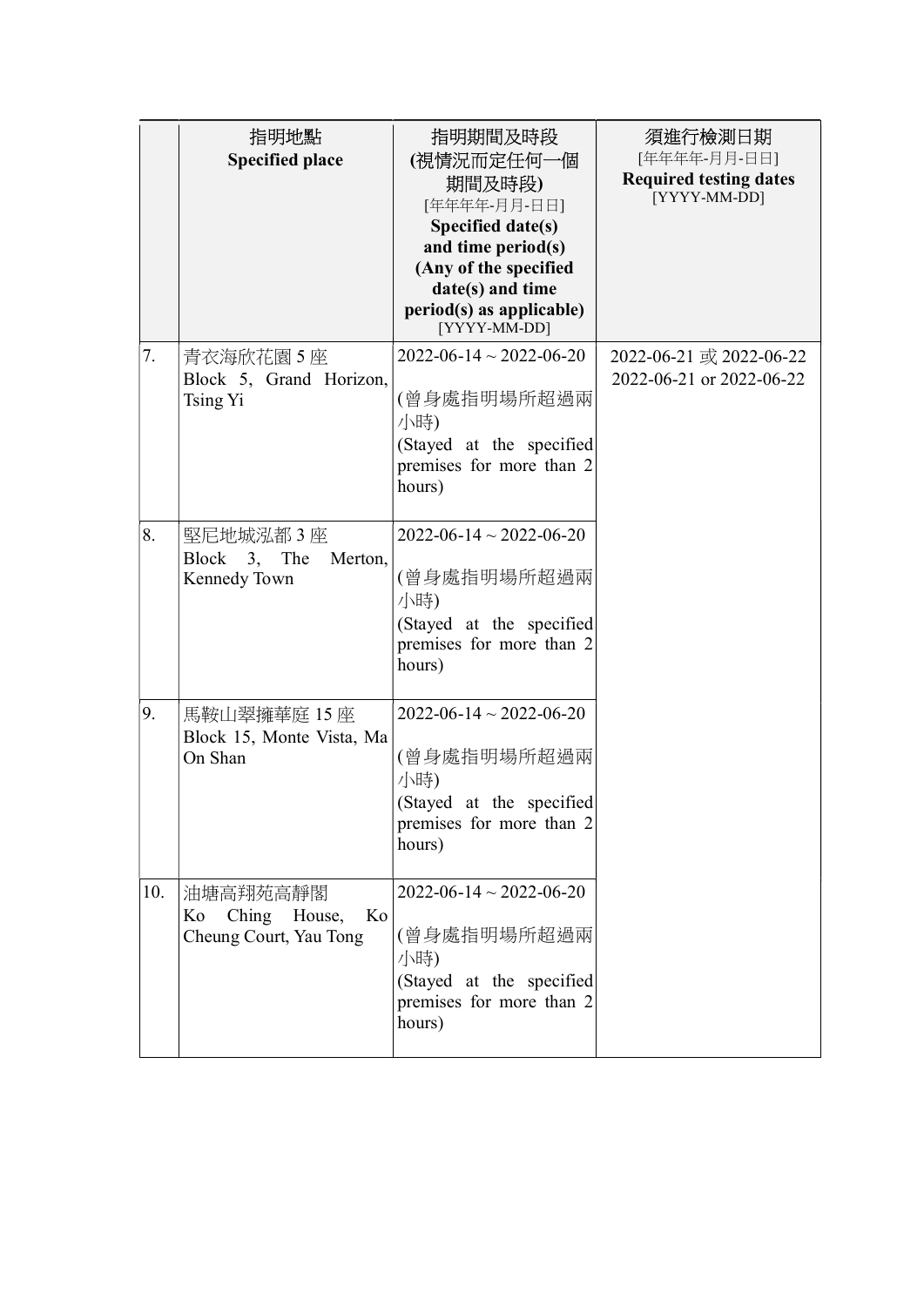| | 指明地點<br>**Specified place** | 指明期間及時段<br>**(視情況而定任何一個期間及時段)**<br>[年年年年-月月-日日]<br>**Specified date(s) and time period(s) (Any of the specified date(s) and time period(s) as applicable)**<br>[YYYY-MM-DD] | 須進行檢測日期<br>[年年年年-月月-日日]<br>**Required testing dates**<br>[YYYY-MM-DD] |
|---|---|---|---|
| 7. | 青衣海欣花園 5 座<br>Block 5, Grand Horizon, Tsing Yi | 2022-06-14 ~ 2022-06-20<br><br>(曾身處指明場所超過兩小時)<br>(Stayed at the specified premises for more than 2 hours) | 2022-06-21 或 2022-06-22<br>2022-06-21 or 2022-06-22 |
| 8. | 堅尼地城泓都 3 座<br>Block 3, The Merton, Kennedy Town | 2022-06-14 ~ 2022-06-20<br><br>(曾身處指明場所超過兩小時)<br>(Stayed at the specified premises for more than 2 hours) | |
| 9. | 馬鞍山翠擁華庭 15 座<br>Block 15, Monte Vista, Ma On Shan | 2022-06-14 ~ 2022-06-20<br><br>(曾身處指明場所超過兩小時)<br>(Stayed at the specified premises for more than 2 hours) | |
| 10. | 油塘高翔苑高靜閣<br>Ko Ching House, Ko Cheung Court, Yau Tong | 2022-06-14 ~ 2022-06-20<br><br>(曾身處指明場所超過兩小時)<br>(Stayed at the specified premises for more than 2 hours) | |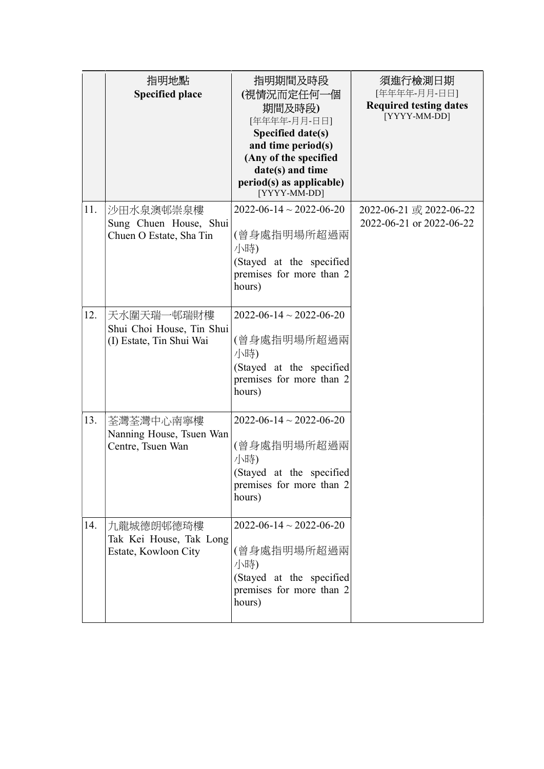| | 指明地點<br>**Specified place** | 指明期間及時段<br>**(視情況而定任何一個期間及時段)**<br>[年年年年-月月-日日]<br>**Specified date(s) and time period(s) (Any of the specified date(s) and time period(s) as applicable)**<br>[YYYY-MM-DD] | 須進行檢測日期<br>[年年年年-月月-日日]<br>**Required testing dates**<br>[YYYY-MM-DD] |
|---|---|---|---|
| 11. | 沙田水泉澳邨崇泉樓<br>Sung Chuen House, Shui Chuen O Estate, Sha Tin | 2022-06-14 ~ 2022-06-20<br><br>(曾身處指明場所超過兩小時)<br>(Stayed at the specified premises for more than 2 hours) | 2022-06-21 或 2022-06-22<br>2022-06-21 or 2022-06-22 |
| 12. | 天水圍天瑞一邨瑞財樓<br>Shui Choi House, Tin Shui (I) Estate, Tin Shui Wai | 2022-06-14 ~ 2022-06-20<br><br>(曾身處指明場所超過兩小時)<br>(Stayed at the specified premises for more than 2 hours) | |
| 13. | 荃灣荃灣中心南寧樓<br>Nanning House, Tsuen Wan Centre, Tsuen Wan | 2022-06-14 ~ 2022-06-20<br><br>(曾身處指明場所超過兩小時)<br>(Stayed at the specified premises for more than 2 hours) | |
| 14. | 九龍城德朗邨德琦樓<br>Tak Kei House, Tak Long Estate, Kowloon City | 2022-06-14 ~ 2022-06-20<br><br>(曾身處指明場所超過兩小時)<br>(Stayed at the specified premises for more than 2 hours) | |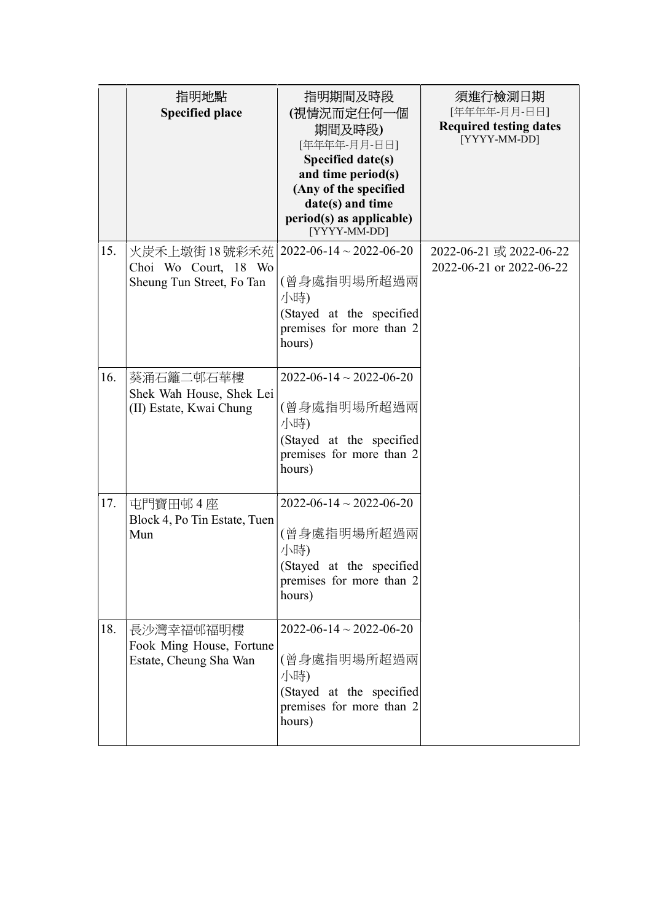| | 指明地點<br>**Specified place** | 指明期間及時段<br>**(視情況而定任何一個期間及時段)**<br>[年年年年-月月-日日]<br>**Specified date(s) and time period(s) (Any of the specified date(s) and time period(s) as applicable)**<br>[YYYY-MM-DD] | 須進行檢測日期<br>[年年年年-月月-日日]<br>**Required testing dates**<br>[YYYY-MM-DD] |
|---|---|---|---|
| 15. | 火炭禾上墩街18號彩禾苑<br>Choi Wo Court, 18 Wo Sheung Tun Street, Fo Tan | 2022-06-14 ~ 2022-06-20<br><br>(曾身處指明場所超過兩小時)<br>(Stayed at the specified premises for more than 2 hours) | 2022-06-21 或 2022-06-22<br>2022-06-21 or 2022-06-22 |
| 16. | 葵涌石籬二邨石華樓<br>Shek Wah House, Shek Lei (II) Estate, Kwai Chung | 2022-06-14 ~ 2022-06-20<br><br>(曾身處指明場所超過兩小時)<br>(Stayed at the specified premises for more than 2 hours) | |
| 17. | 屯門寶田邨4座<br>Block 4, Po Tin Estate, Tuen Mun | 2022-06-14 ~ 2022-06-20<br><br>(曾身處指明場所超過兩小時)<br>(Stayed at the specified premises for more than 2 hours) | |
| 18. | 長沙灣幸福邨福明樓<br>Fook Ming House, Fortune Estate, Cheung Sha Wan | 2022-06-14 ~ 2022-06-20<br><br>(曾身處指明場所超過兩小時)<br>(Stayed at the specified premises for more than 2 hours) | |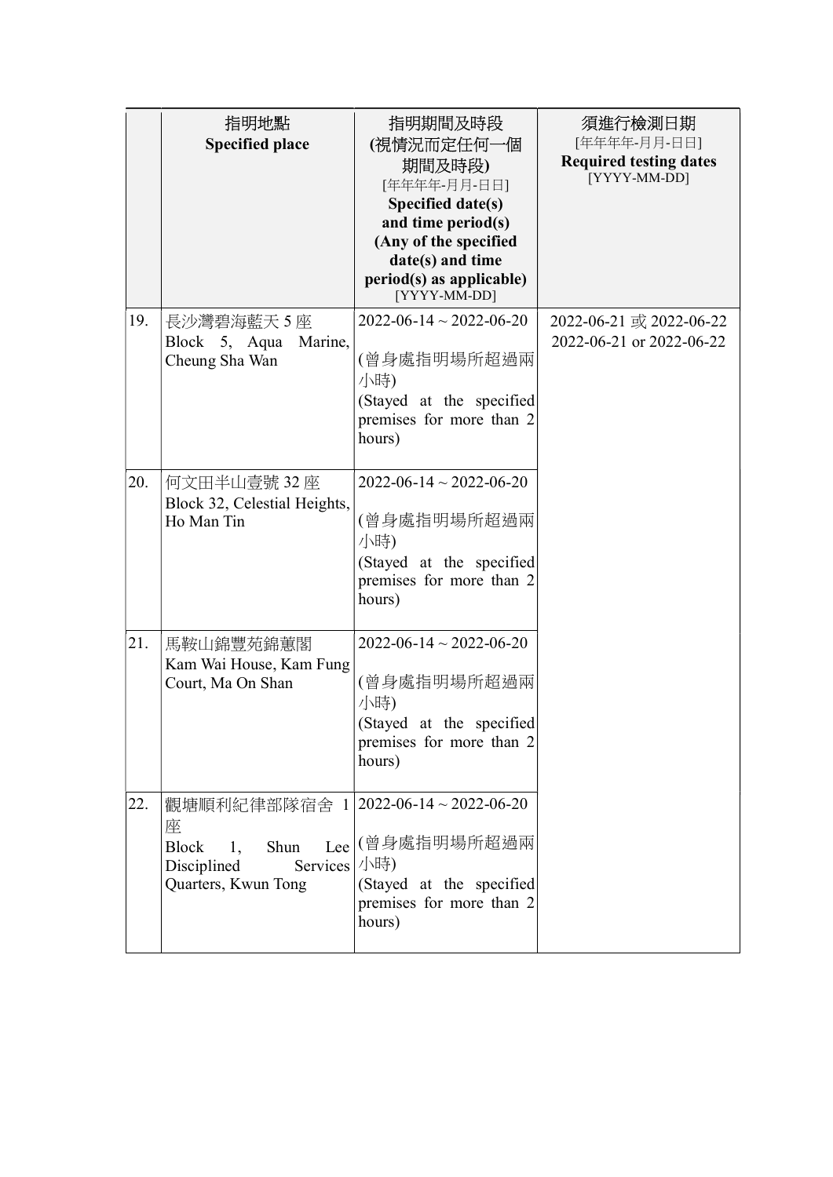| | 指明地點<br>**Specified place** | 指明期間及時段<br>**(視情況而定任何一個期間及時段)**<br>[年年年年-月月-日日]<br>**Specified date(s) and time period(s) (Any of the specified date(s) and time period(s) as applicable)**<br>[YYYY-MM-DD] | 須進行檢測日期<br>[年年年年-月月-日日]<br>**Required testing dates**<br>[YYYY-MM-DD] |
|---|---|---|---|
| 19. | 長沙灣碧海藍天 5 座<br>Block 5, Aqua Marine, Cheung Sha Wan | 2022-06-14 ~ 2022-06-20<br><br>(曾身處指明場所超過兩小時)<br>(Stayed at the specified premises for more than 2 hours) | 2022-06-21 或 2022-06-22<br>2022-06-21 or 2022-06-22 |
| 20. | 何文田半山壹號 32 座<br>Block 32, Celestial Heights, Ho Man Tin | 2022-06-14 ~ 2022-06-20<br><br>(曾身處指明場所超過兩小時)<br>(Stayed at the specified premises for more than 2 hours) | |
| 21. | 馬鞍山錦豐苑錦蕙閣<br>Kam Wai House, Kam Fung Court, Ma On Shan | 2022-06-14 ~ 2022-06-20<br><br>(曾身處指明場所超過兩小時)<br>(Stayed at the specified premises for more than 2 hours) | |
| 22. | 觀塘順利紀律部隊宿舍 1 座<br>Block 1, Shun Lee Disciplined Services Quarters, Kwun Tong | 2022-06-14 ~ 2022-06-20<br><br>(曾身處指明場所超過兩小時)<br>(Stayed at the specified premises for more than 2 hours) | |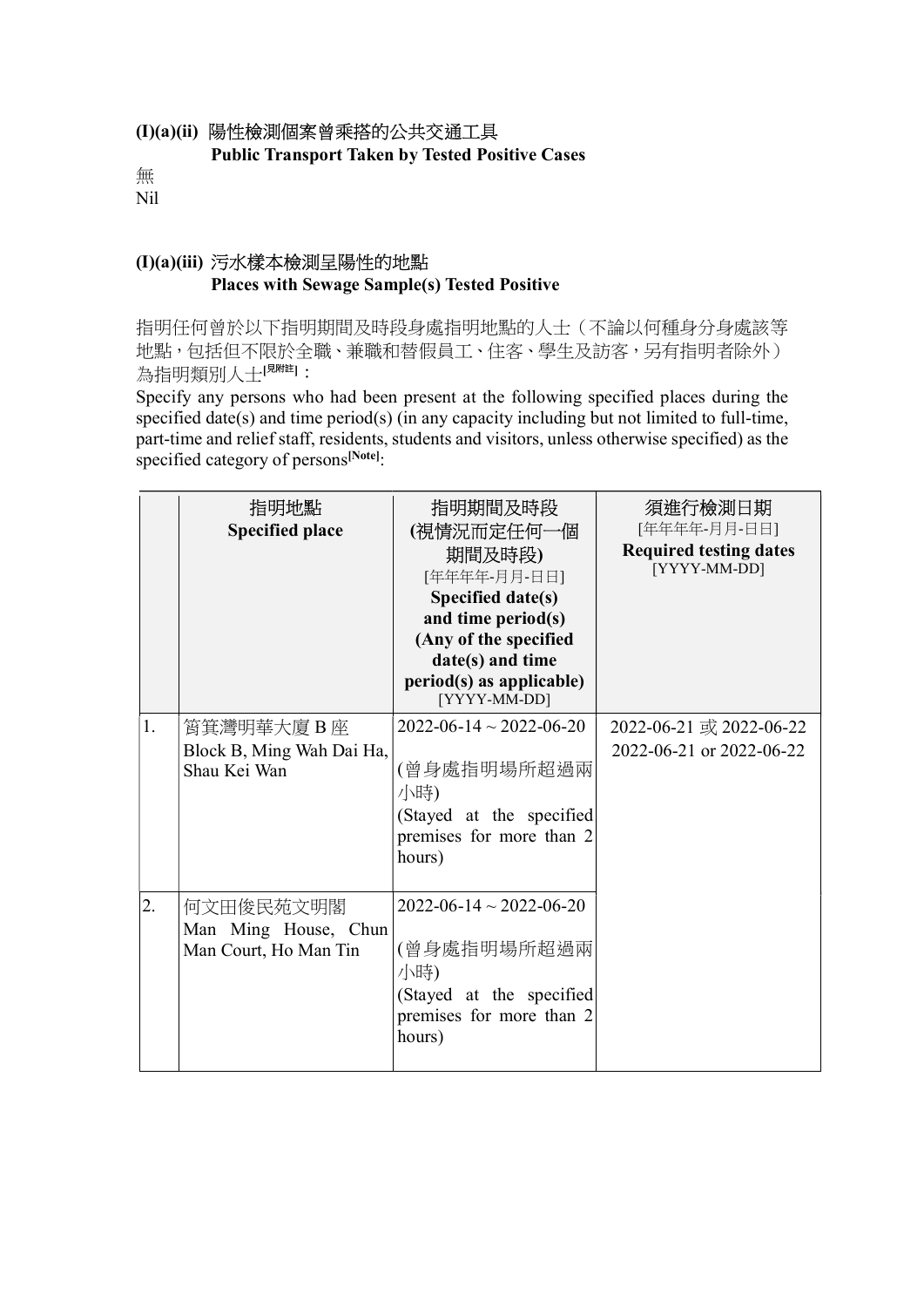### (I)(a)(ii) 陽性檢測個案曾乘搭的公共交通工具
### Public Transport Taken by Tested Positive Cases

無
Nil

### (I)(a)(iii) 污水樣本檢測呈陽性的地點
### Places with Sewage Sample(s) Tested Positive

指明任何曾於以下指明期間及時段身處指明地點的人士（不論以何種身分身處該等地點，包括但不限於全職、兼職和替假員工、住客、學生及訪客，另有指明者除外）為指明類別人士[見附註]：

Specify any persons who had been present at the following specified places during the specified date(s) and time period(s) (in any capacity including but not limited to full-time, part-time and relief staff, residents, students and visitors, unless otherwise specified) as the specified category of persons[Note]:

| | 指明地點<br>**Specified place** | 指明期間及時段<br>**(視情況而定任何一個期間及時段)**<br>[年年年年-月月-日日]<br>**Specified date(s) and time period(s) (Any of the specified date(s) and time period(s) as applicable)**<br>[YYYY-MM-DD] | 須進行檢測日期<br>[年年年年-月月-日日]<br>**Required testing dates**<br>[YYYY-MM-DD] |
|---|---|---|---|
| 1. | 筲箕灣明華大廈 B 座<br>Block B, Ming Wah Dai Ha, Shau Kei Wan | 2022-06-14 ~ 2022-06-20<br><br>(曾身處指明場所超過兩小時)<br>(Stayed at the specified premises for more than 2 hours) | 2022-06-21 或 2022-06-22<br>2022-06-21 or 2022-06-22 |
| 2. | 何文田俊民苑文明閣<br>Man Ming House, Chun Man Court, Ho Man Tin | 2022-06-14 ~ 2022-06-20<br><br>(曾身處指明場所超過兩小時)<br>(Stayed at the specified premises for more than 2 hours) | |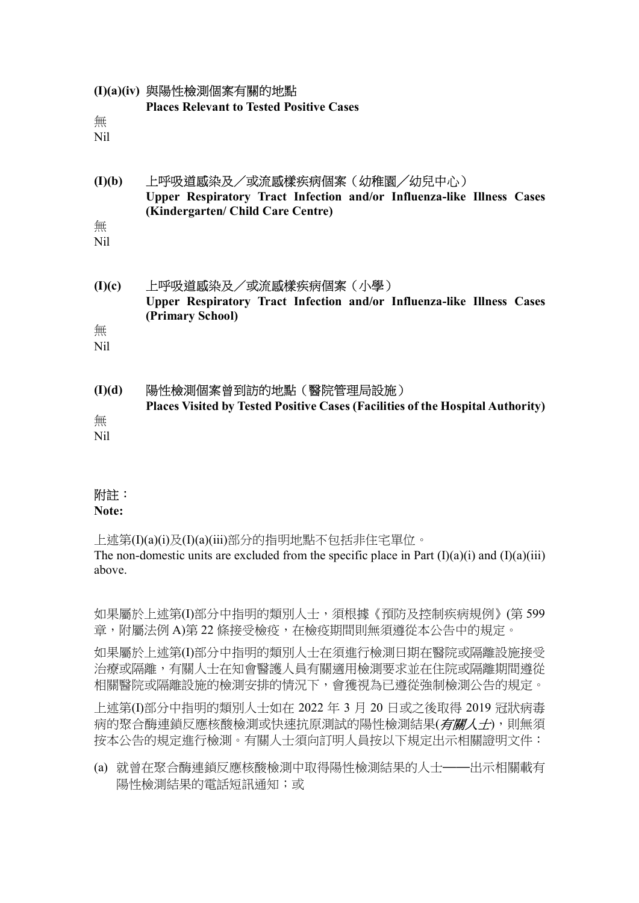**(I)(a)(iv)** 與陽性檢測個案有關的地點
**Places Relevant to Tested Positive Cases**

無
Nil

**(I)(b)** 上呼吸道感染及／或流感樣疾病個案（幼稚園／幼兒中心）
**Upper Respiratory Tract Infection and/or Influenza-like Illness Cases (Kindergarten/ Child Care Centre)**

無
Nil

**(I)(c)** 上呼吸道感染及／或流感樣疾病個案（小學）
**Upper Respiratory Tract Infection and/or Influenza-like Illness Cases (Primary School)**

無
Nil

**(I)(d)** 陽性檢測個案曾到訪的地點（醫院管理局設施）
**Places Visited by Tested Positive Cases (Facilities of the Hospital Authority)**

無
Nil

附註：
**Note:**

上述第(I)(a)(i)及(I)(a)(iii)部分的指明地點不包括非住宅單位。
The non-domestic units are excluded from the specific place in Part (I)(a)(i) and (I)(a)(iii) above.

如果屬於上述第(I)部分中指明的類別人士，須根據《預防及控制疾病規例》(第 599 章，附屬法例 A)第 22 條接受檢疫，在檢疫期間則無須遵從本公告中的規定。

如果屬於上述第(I)部分中指明的類別人士在須進行檢測日期在醫院或隔離設施接受治療或隔離，有關人士在知會醫護人員有關適用檢測要求並在住院或隔離期間遵從相關醫院或隔離設施的檢測安排的情況下，會獲視為已遵從強制檢測公告的規定。

上述第(I)部分中指明的類別人士如在 2022 年 3 月 20 日或之後取得 2019 冠狀病毒病的聚合酶連鎖反應核酸檢測或快速抗原測試的陽性檢測結果(*有關人士*)，則無須按本公告的規定進行檢測。有關人士須向訂明人員按以下規定出示相關證明文件：

(a) 就曾在聚合酶連鎖反應核酸檢測中取得陽性檢測結果的人士——出示相關載有陽性檢測結果的電話短訊通知；或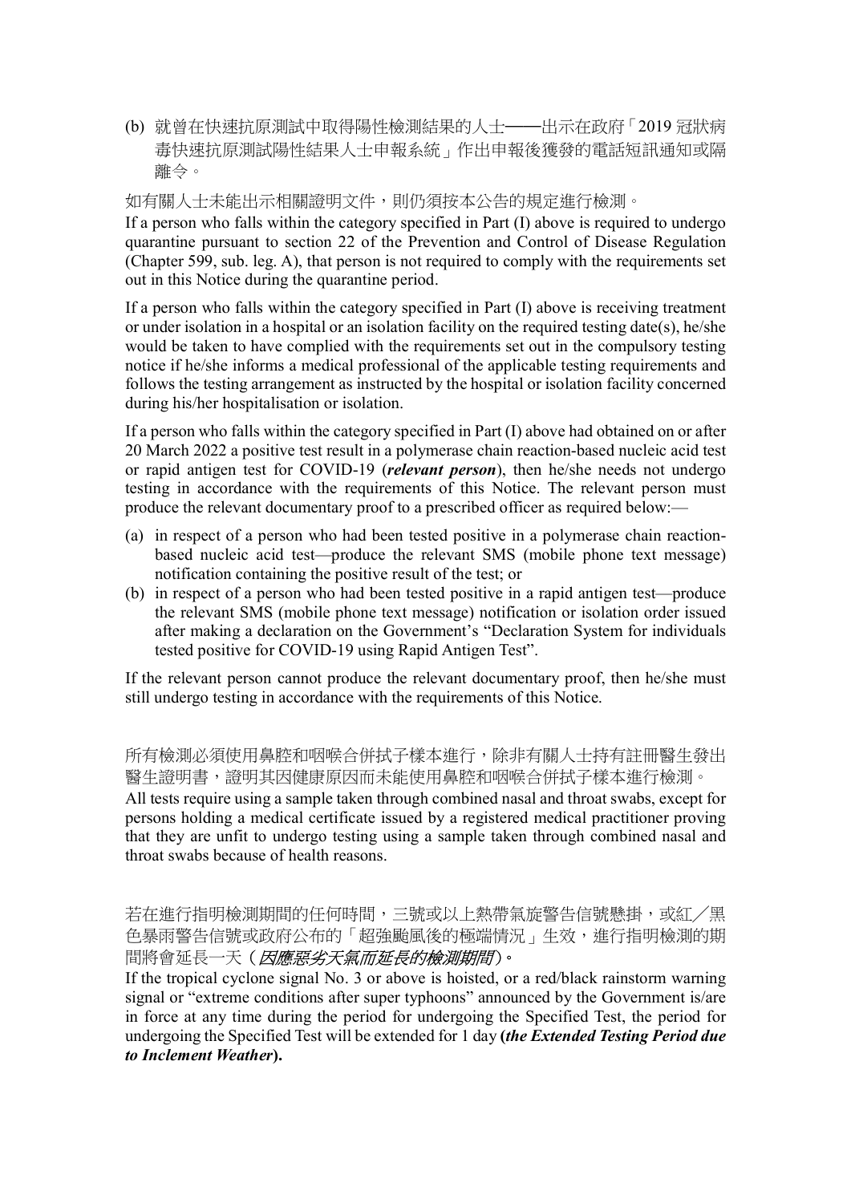(b) 就曾在快速抗原測試中取得陽性檢測結果的人士——出示在政府「2019 冠狀病毒快速抗原測試陽性結果人士申報系統」作出申報後獲發的電話短訊通知或隔離令。

如有關人士未能出示相關證明文件，則仍須按本公告的規定進行檢測。

If a person who falls within the category specified in Part (I) above is required to undergo quarantine pursuant to section 22 of the Prevention and Control of Disease Regulation (Chapter 599, sub. leg. A), that person is not required to comply with the requirements set out in this Notice during the quarantine period.

If a person who falls within the category specified in Part (I) above is receiving treatment or under isolation in a hospital or an isolation facility on the required testing date(s), he/she would be taken to have complied with the requirements set out in the compulsory testing notice if he/she informs a medical professional of the applicable testing requirements and follows the testing arrangement as instructed by the hospital or isolation facility concerned during his/her hospitalisation or isolation.

If a person who falls within the category specified in Part (I) above had obtained on or after 20 March 2022 a positive test result in a polymerase chain reaction-based nucleic acid test or rapid antigen test for COVID-19 (***relevant person***), then he/she needs not undergo testing in accordance with the requirements of this Notice. The relevant person must produce the relevant documentary proof to a prescribed officer as required below:—

(a) in respect of a person who had been tested positive in a polymerase chain reaction-based nucleic acid test—produce the relevant SMS (mobile phone text message) notification containing the positive result of the test; or
(b) in respect of a person who had been tested positive in a rapid antigen test—produce the relevant SMS (mobile phone text message) notification or isolation order issued after making a declaration on the Government's "Declaration System for individuals tested positive for COVID-19 using Rapid Antigen Test".

If the relevant person cannot produce the relevant documentary proof, then he/she must still undergo testing in accordance with the requirements of this Notice.

所有檢測必須使用鼻腔和咽喉合併拭子樣本進行，除非有關人士持有註冊醫生發出醫生證明書，證明其因健康原因而未能使用鼻腔和咽喉合併拭子樣本進行檢測。

All tests require using a sample taken through combined nasal and throat swabs, except for persons holding a medical certificate issued by a registered medical practitioner proving that they are unfit to undergo testing using a sample taken through combined nasal and throat swabs because of health reasons.

若在進行指明檢測期間的任何時間，三號或以上熱帶氣旋警告信號懸掛，或紅／黑色暴雨警告信號或政府公布的「超強颱風後的極端情況」生效，進行指明檢測的期間將會延長一天（*因應惡劣天氣而延長的檢測期間*）。

If the tropical cyclone signal No. 3 or above is hoisted, or a red/black rainstorm warning signal or "extreme conditions after super typhoons" announced by the Government is/are in force at any time during the period for undergoing the Specified Test, the period for undergoing the Specified Test will be extended for 1 day **(*the Extended Testing Period due to Inclement Weather*).**